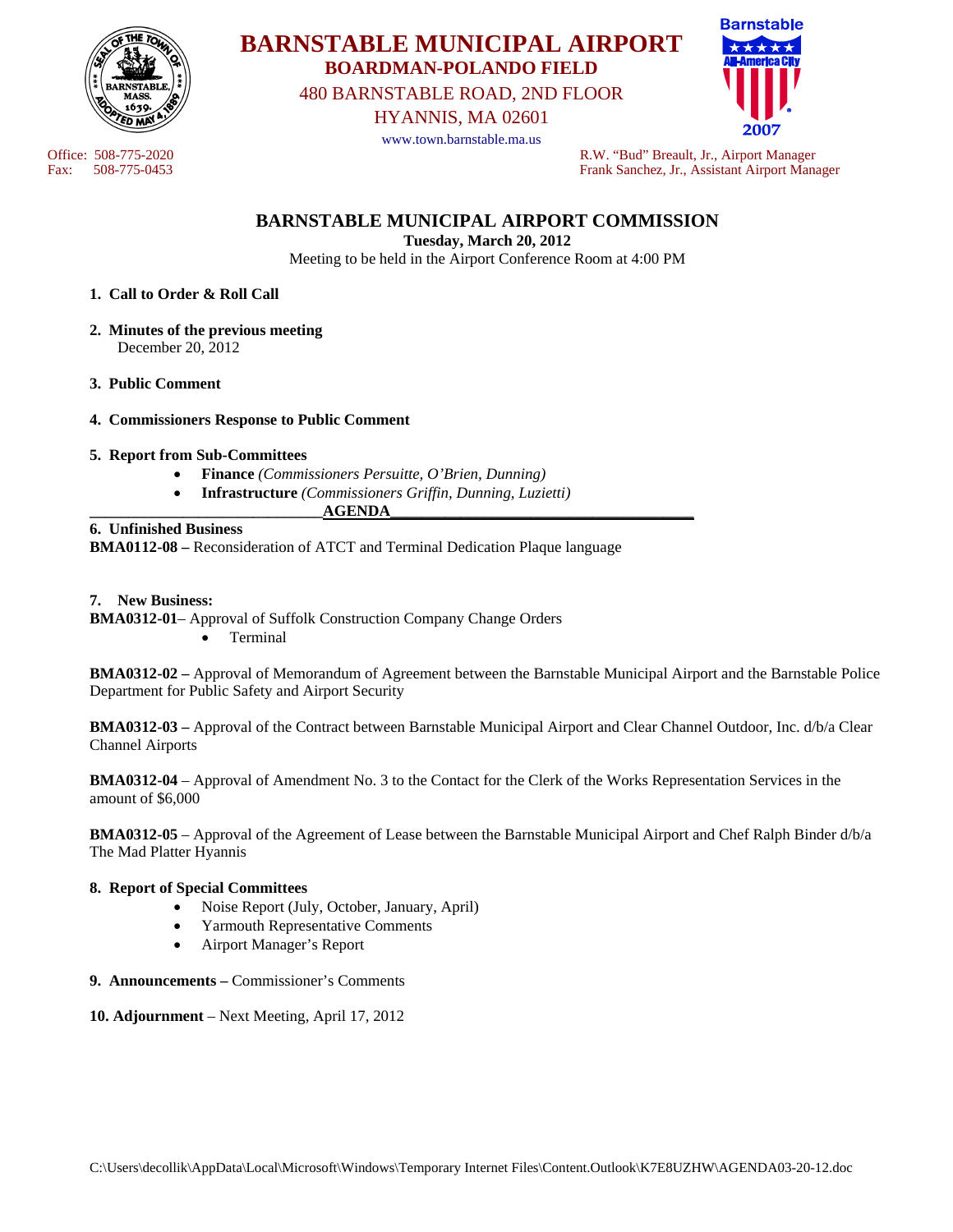# BARNSTABLE MUNICIPAL AIRPORT

**BOARDMAN-POLANDO FIELD**

480 BARNSTABLE ROAD, 2ND FLOOR

HYANNIS, MA 02601

www.town.barnstable.ma.us

Office: 508-775-2020
Fax: 508-775-0453

R.W. "Bud" Breault, Jr., Airport Manager
Frank Sanchez, Jr., Assistant Airport Manager

## BARNSTABLE MUNICIPAL AIRPORT COMMISSION

**Tuesday, March 20, 2012**

Meeting to be held in the Airport Conference Room at 4:00 PM

1. **Call to Order & Roll Call**
2. **Minutes of the previous meeting**
   December 20, 2012
3. **Public Comment**
4. **Commissioners Response to Public Comment**
5. **Report from Sub-Committees**
   - **Finance** *(Commissioners Persuitte, O'Brien, Dunning)*
   - **Infrastructure** *(Commissioners Griffin, Dunning, Luzietti)*

**AGENDA**

**6. Unfinished Business**

**BMA0112-08 –** Reconsideration of ATCT and Terminal Dedication Plaque language

**7. New Business:**

**BMA0312-01**– Approval of Suffolk Construction Company Change Orders

- Terminal

**BMA0312-02 –** Approval of Memorandum of Agreement between the Barnstable Municipal Airport and the Barnstable Police Department for Public Safety and Airport Security

**BMA0312-03 –** Approval of the Contract between Barnstable Municipal Airport and Clear Channel Outdoor, Inc. d/b/a Clear Channel Airports

**BMA0312-04** – Approval of Amendment No. 3 to the Contact for the Clerk of the Works Representation Services in the amount of $6,000

**BMA0312-05** – Approval of the Agreement of Lease between the Barnstable Municipal Airport and Chef Ralph Binder d/b/a The Mad Platter Hyannis

**8. Report of Special Committees**

- Noise Report (July, October, January, April)
- Yarmouth Representative Comments
- Airport Manager's Report

**9. Announcements –** Commissioner's Comments

**10. Adjournment** – Next Meeting, April 17, 2012

C:\Users\decollik\AppData\Local\Microsoft\Windows\Temporary Internet Files\Content.Outlook\K7E8UZHW\AGENDA03-20-12.doc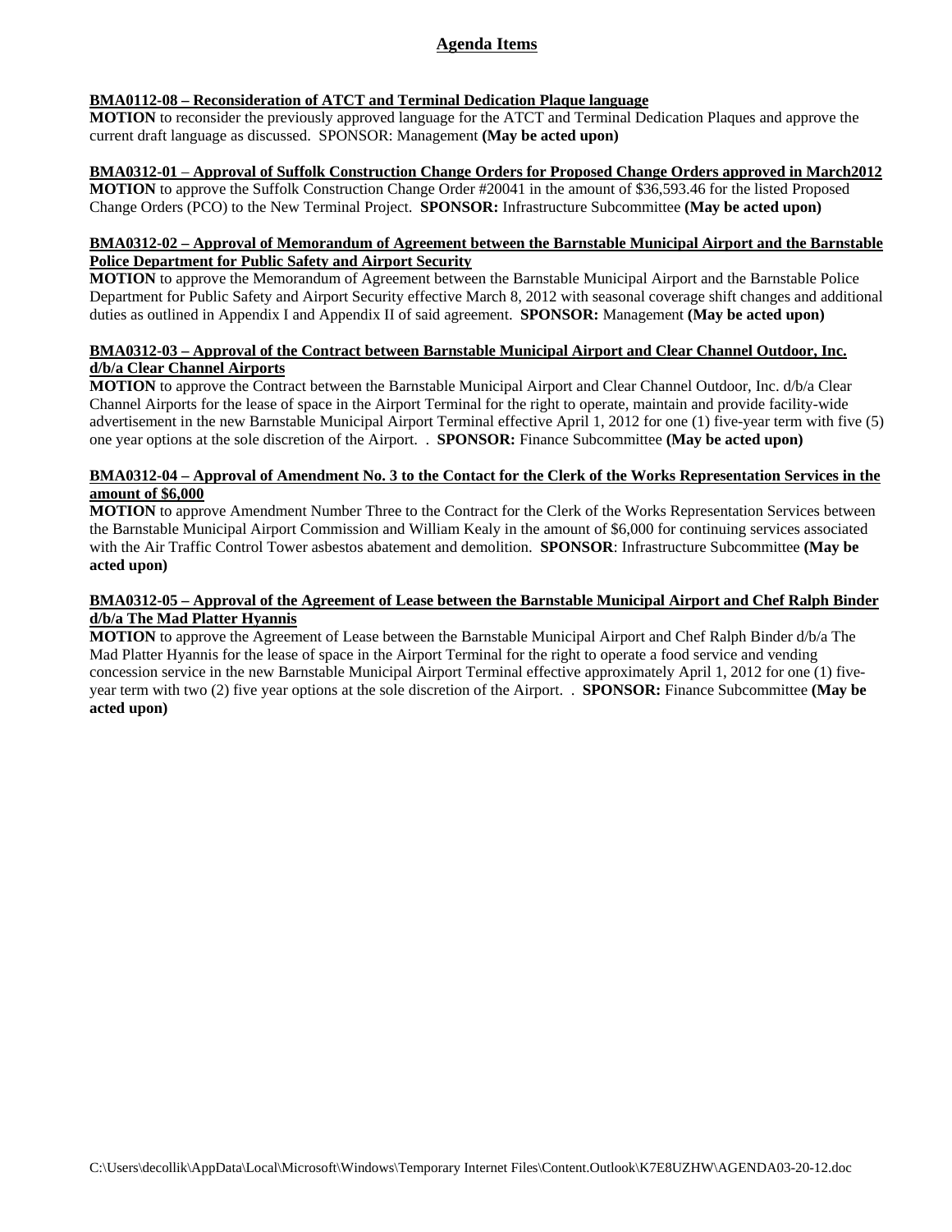## Agenda Items

**BMA0112-08 – Reconsideration of ATCT and Terminal Dedication Plaque language**
**MOTION** to reconsider the previously approved language for the ATCT and Terminal Dedication Plaques and approve the current draft language as discussed. SPONSOR: Management **(May be acted upon)**

**BMA0312-01 – Approval of Suffolk Construction Change Orders for Proposed Change Orders approved in March2012**
**MOTION** to approve the Suffolk Construction Change Order #20041 in the amount of $36,593.46 for the listed Proposed Change Orders (PCO) to the New Terminal Project. **SPONSOR:** Infrastructure Subcommittee **(May be acted upon)**

**BMA0312-02 – Approval of Memorandum of Agreement between the Barnstable Municipal Airport and the Barnstable Police Department for Public Safety and Airport Security**
**MOTION** to approve the Memorandum of Agreement between the Barnstable Municipal Airport and the Barnstable Police Department for Public Safety and Airport Security effective March 8, 2012 with seasonal coverage shift changes and additional duties as outlined in Appendix I and Appendix II of said agreement. **SPONSOR:** Management **(May be acted upon)**

**BMA0312-03 – Approval of the Contract between Barnstable Municipal Airport and Clear Channel Outdoor, Inc. d/b/a Clear Channel Airports**
**MOTION** to approve the Contract between the Barnstable Municipal Airport and Clear Channel Outdoor, Inc. d/b/a Clear Channel Airports for the lease of space in the Airport Terminal for the right to operate, maintain and provide facility-wide advertisement in the new Barnstable Municipal Airport Terminal effective April 1, 2012 for one (1) five-year term with five (5) one year options at the sole discretion of the Airport. . **SPONSOR:** Finance Subcommittee **(May be acted upon)**

**BMA0312-04 – Approval of Amendment No. 3 to the Contact for the Clerk of the Works Representation Services in the amount of $6,000**
**MOTION** to approve Amendment Number Three to the Contract for the Clerk of the Works Representation Services between the Barnstable Municipal Airport Commission and William Kealy in the amount of $6,000 for continuing services associated with the Air Traffic Control Tower asbestos abatement and demolition. **SPONSOR**: Infrastructure Subcommittee **(May be acted upon)**

**BMA0312-05 – Approval of the Agreement of Lease between the Barnstable Municipal Airport and Chef Ralph Binder d/b/a The Mad Platter Hyannis**
**MOTION** to approve the Agreement of Lease between the Barnstable Municipal Airport and Chef Ralph Binder d/b/a The Mad Platter Hyannis for the lease of space in the Airport Terminal for the right to operate a food service and vending concession service in the new Barnstable Municipal Airport Terminal effective approximately April 1, 2012 for one (1) five-year term with two (2) five year options at the sole discretion of the Airport. . **SPONSOR:** Finance Subcommittee **(May be acted upon)**